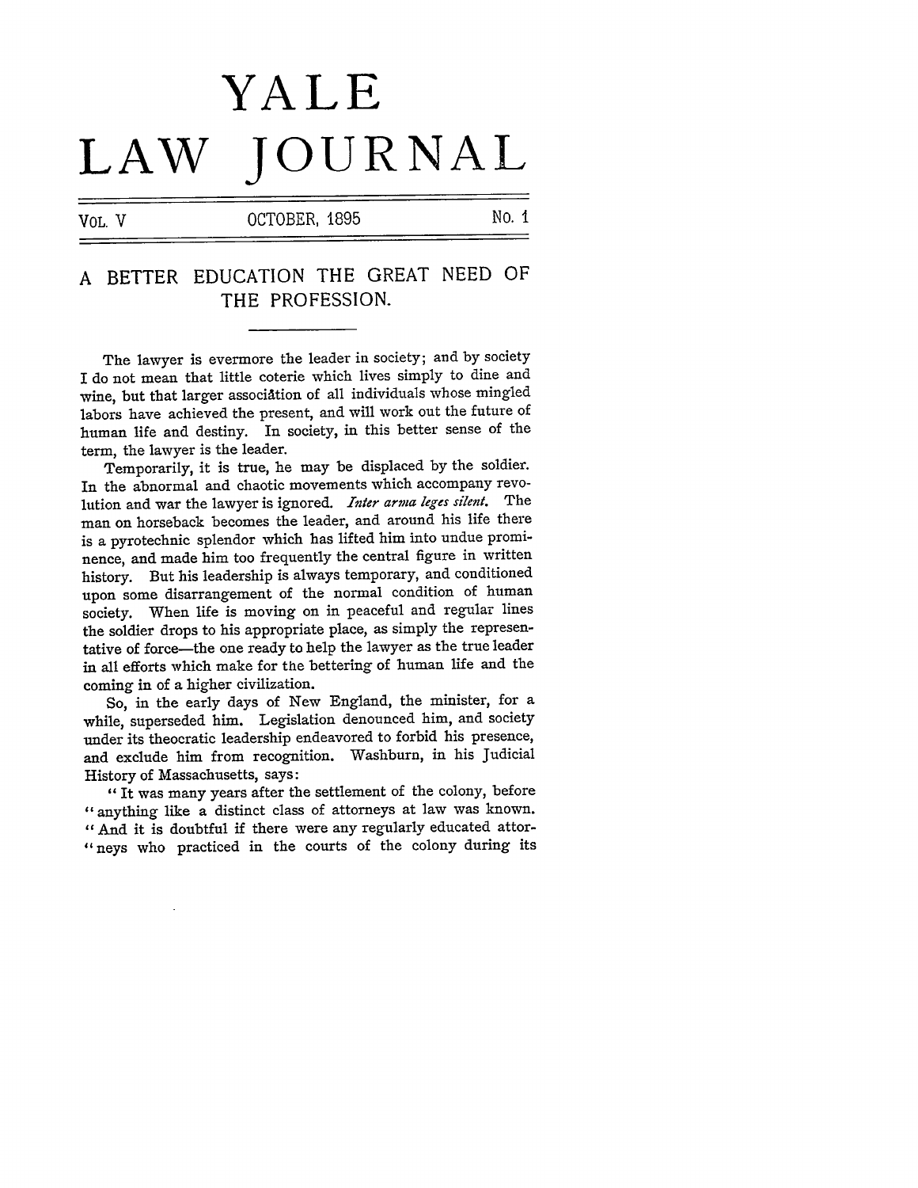# YALE LAW JOURNAL

VOL. V OCTOBER, 1895 No. 1

## A BETTER EDUCATION THE GREAT NEED OF THE PROFESSION.

The lawyer is evermore the leader in society; and by society I do not mean that little coterie which lives simply to dine and wine, but that larger association of all individuals whose mingled labors have achieved the present, and will work out the future of human life and destiny. In society, in this better sense of the term, the lawyer is the leader.

Temporarily, it is true, he may be displaced by the soldier. In the abnormal and chaotic movements which accompany revolution and war the lawyer is ignored. *Inter arma leges silent.* The man on horseback becomes the leader, and around his life there is a pyrotechnic splendor which has lifted him into undue prominence, and made him too frequently the central figure in written history. But his leadership is always temporary, and conditioned upon some disarrangement of the normal condition of human society. When life is moving on in peaceful and regular lines the soldier drops to his appropriate place, as simply the representative of force—the one ready to help the lawyer as the true leader in all efforts which make for the bettering of human life and the coming in of a higher civilization.

So, in the early days of New England, the minister, for a while, superseded him. Legislation denounced him, and society under its theocratic leadership endeavored to forbid his presence, and exclude him from recognition. Washburn, in his Judicial History of Massachusetts, says:

"It was many years after the settlement of the colony, before "anything like a distinct class of attorneys at law was known. "And it is doubtful if there were any regularly educated attor-"neys who practiced in the courts of the colony during its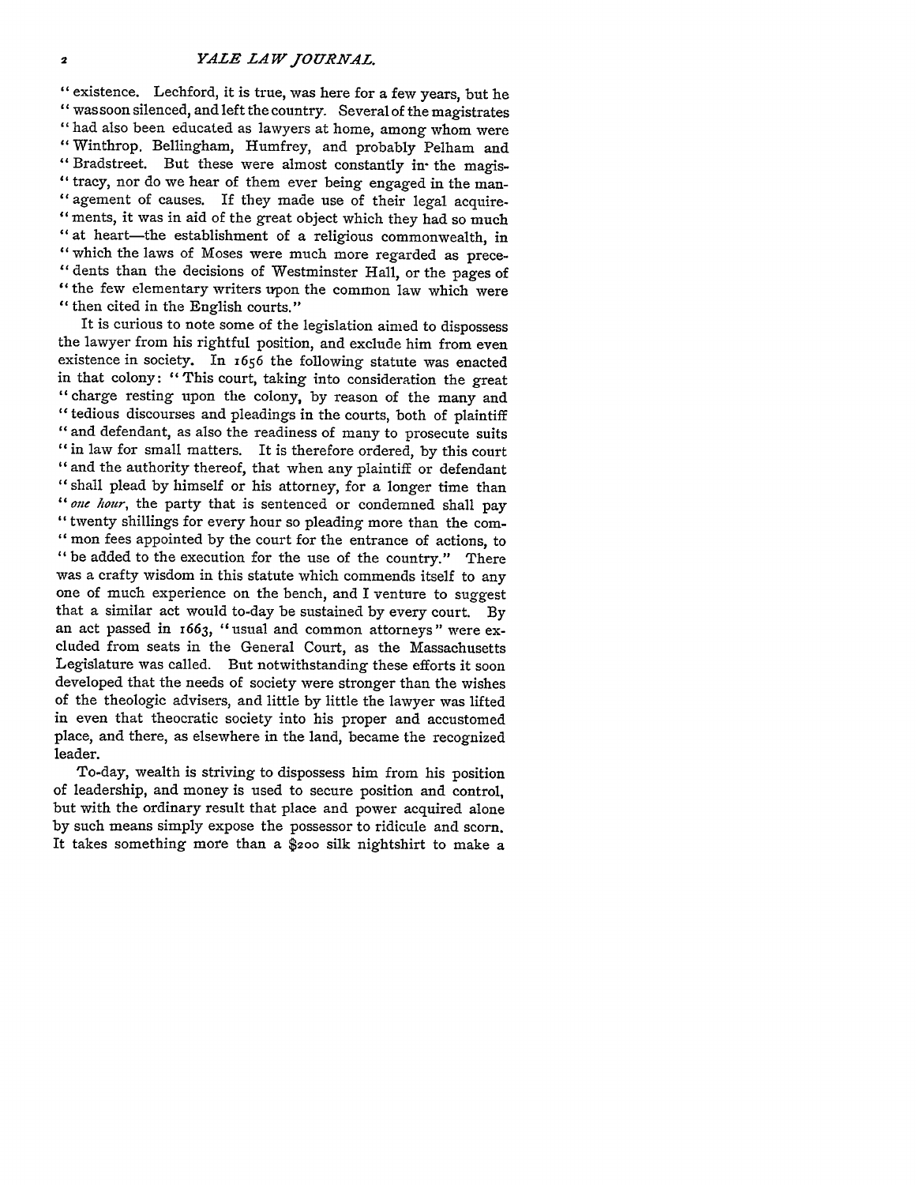"existence. Lechford, it is true, was here for a few years, but he "was soon silenced, and left the country. Several of the magistrates "had also been educated as lawyers at home, among whom were "Winthrop, Bellingham, Humfrey, and probably Pelham and "Bradstreet. But these were almost constantly in the magistracy, nor do we hear of them ever being engaged in the management of causes. If they made use of their legal acquirements, it was in aid of the great object which they had so much "at heart—the establishment of a religious commonwealth, in "which the laws of Moses were much more regarded as precedents than the decisions of Westminster Hall, or the pages of "the few elementary writers upon the common law which were "then cited in the English courts."

It is curious to note some of the legislation aimed to dispossess the lawyer from his rightful position, and exclude him from even existence in society. In 1656 the following statute was enacted in that colony: "This court, taking into consideration the great "charge resting upon the colony, by reason of the many and "tedious discourses and pleadings in the courts, both of plaintiff "and defendant, as also the readiness of many to prosecute suits "in law for small matters. It is therefore ordered, by this court "and the authority thereof, that when any plaintiff or defendant "shall plead by himself or his attorney, for a longer time than "*one hour*, the party that is sentenced or condemned shall pay "twenty shillings for every hour so pleading more than the common fees appointed by the court for the entrance of actions, to "be added to the execution for the use of the country." There was a crafty wisdom in this statute which commends itself to any one of much experience on the bench, and I venture to suggest that a similar act would to-day be sustained by every court. By an act passed in 1663, "usual and common attorneys" were excluded from seats in the General Court, as the Massachusetts Legislature was called. But notwithstanding these efforts it soon developed that the needs of society were stronger than the wishes of the theologic advisers, and little by little the lawyer was lifted in even that theocratic society into his proper and accustomed place, and there, as elsewhere in the land, became the recognized leader.

To-day, wealth is striving to dispossess him from his position of leadership, and money is used to secure position and control, but with the ordinary result that place and power acquired alone by such means simply expose the possessor to ridicule and scorn. It takes something more than a $200 silk nightshirt to make a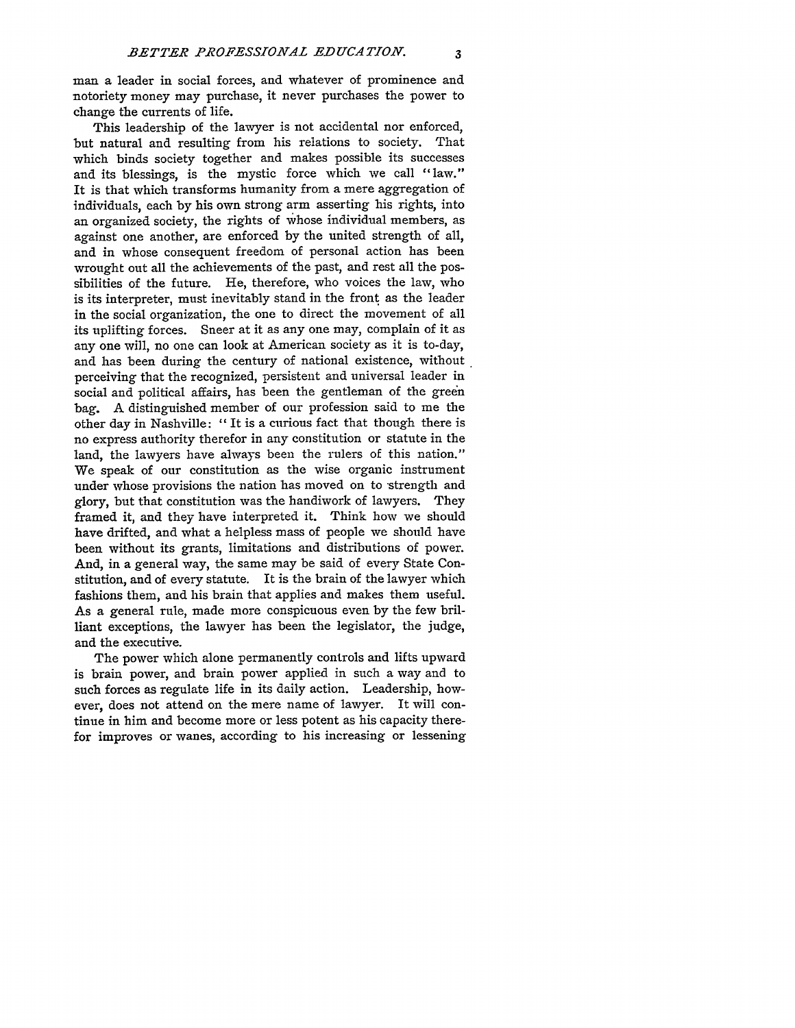man a leader in social forces, and whatever of prominence and notoriety money may purchase, it never purchases the power to change the currents of life.

This leadership of the lawyer is not accidental nor enforced, but natural and resulting from his relations to society. That which binds society together and makes possible its successes and its blessings, is the mystic force which we call "law." It is that which transforms humanity from a mere aggregation of individuals, each by his own strong arm asserting his rights, into an organized society, the rights of whose individual members, as against one another, are enforced by the united strength of all, and in whose consequent freedom of personal action has been wrought out all the achievements of the past, and rest all the possibilities of the future. He, therefore, who voices the law, who is its interpreter, must inevitably stand in the front as the leader in the social organization, the one to direct the movement of all its uplifting forces. Sneer at it as any one may, complain of it as any one will, no one can look at American society as it is to-day, and has been during the century of national existence, without perceiving that the recognized, persistent and universal leader in social and political affairs, has been the gentleman of the green bag. A distinguished member of our profession said to me the other day in Nashville: "It is a curious fact that though there is no express authority therefor in any constitution or statute in the land, the lawyers have always been the rulers of this nation." We speak of our constitution as the wise organic instrument under whose provisions the nation has moved on to strength and glory, but that constitution was the handiwork of lawyers. They framed it, and they have interpreted it. Think how we should have drifted, and what a helpless mass of people we should have been without its grants, limitations and distributions of power. And, in a general way, the same may be said of every State Constitution, and of every statute. It is the brain of the lawyer which fashions them, and his brain that applies and makes them useful. As a general rule, made more conspicuous even by the few brilliant exceptions, the lawyer has been the legislator, the judge, and the executive.

The power which alone permanently controls and lifts upward is brain power, and brain power applied in such a way and to such forces as regulate life in its daily action. Leadership, however, does not attend on the mere name of lawyer. It will continue in him and become more or less potent as his capacity therefor improves or wanes, according to his increasing or lessening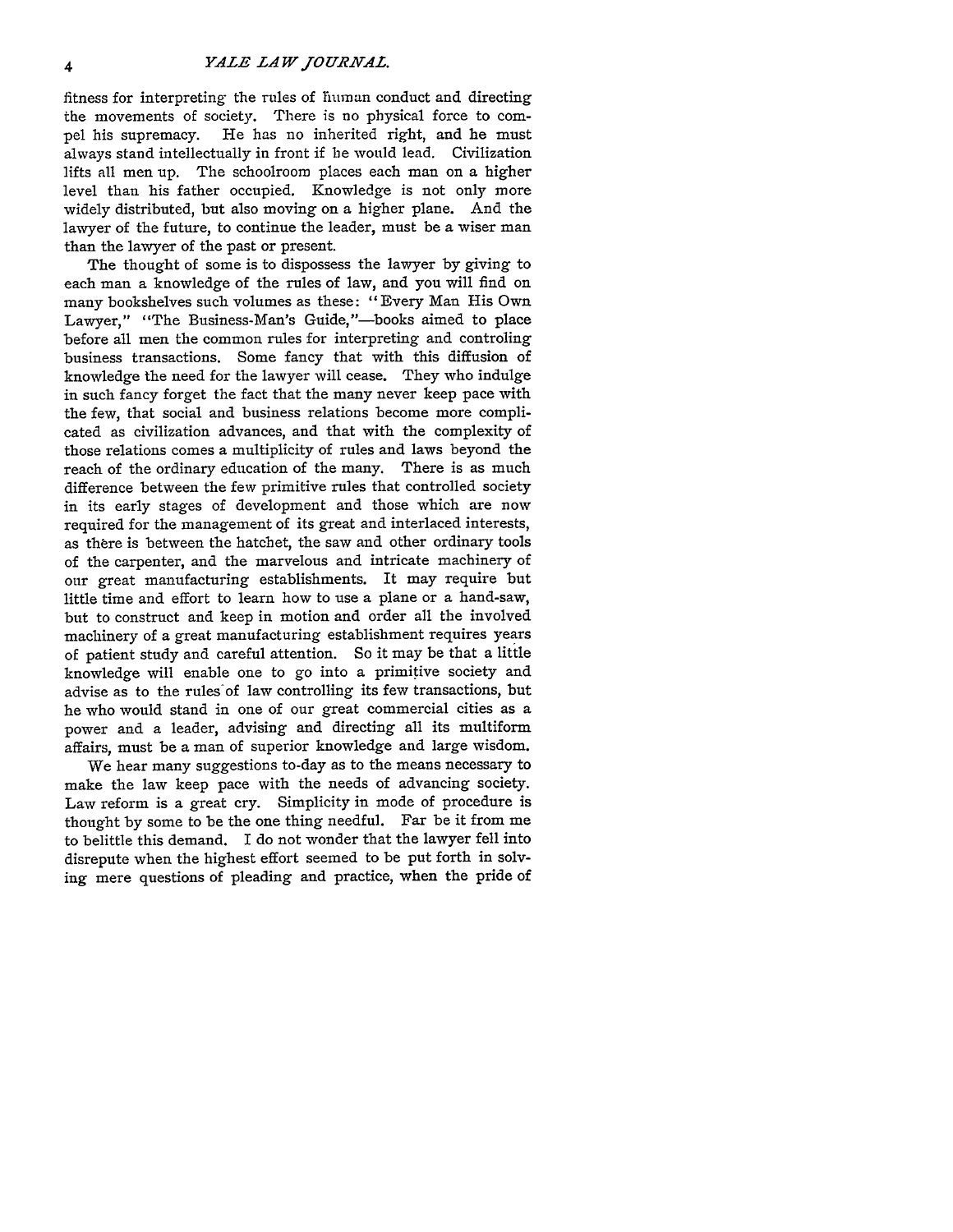fitness for interpreting the rules of human conduct and directing the movements of society. There is no physical force to compel his supremacy. He has no inherited right, and he must always stand intellectually in front if he would lead. Civilization lifts all men up. The schoolroom places each man on a higher level than his father occupied. Knowledge is not only more widely distributed, but also moving on a higher plane. And the lawyer of the future, to continue the leader, must be a wiser man than the lawyer of the past or present.

The thought of some is to dispossess the lawyer by giving to each man a knowledge of the rules of law, and you will find on many bookshelves such volumes as these: "Every Man His Own Lawyer," "The Business-Man's Guide,"—books aimed to place before all men the common rules for interpreting and controling business transactions. Some fancy that with this diffusion of knowledge the need for the lawyer will cease. They who indulge in such fancy forget the fact that the many never keep pace with the few, that social and business relations become more complicated as civilization advances, and that with the complexity of those relations comes a multiplicity of rules and laws beyond the reach of the ordinary education of the many. There is as much difference between the few primitive rules that controlled society in its early stages of development and those which are now required for the management of its great and interlaced interests, as there is between the hatchet, the saw and other ordinary tools of the carpenter, and the marvelous and intricate machinery of our great manufacturing establishments. It may require but little time and effort to learn how to use a plane or a hand-saw, but to construct and keep in motion and order all the involved machinery of a great manufacturing establishment requires years of patient study and careful attention. So it may be that a little knowledge will enable one to go into a primitive society and advise as to the rules of law controlling its few transactions, but he who would stand in one of our great commercial cities as a power and a leader, advising and directing all its multiform affairs, must be a man of superior knowledge and large wisdom.

We hear many suggestions to-day as to the means necessary to make the law keep pace with the needs of advancing society. Law reform is a great cry. Simplicity in mode of procedure is thought by some to be the one thing needful. Far be it from me to belittle this demand. I do not wonder that the lawyer fell into disrepute when the highest effort seemed to be put forth in solving mere questions of pleading and practice, when the pride of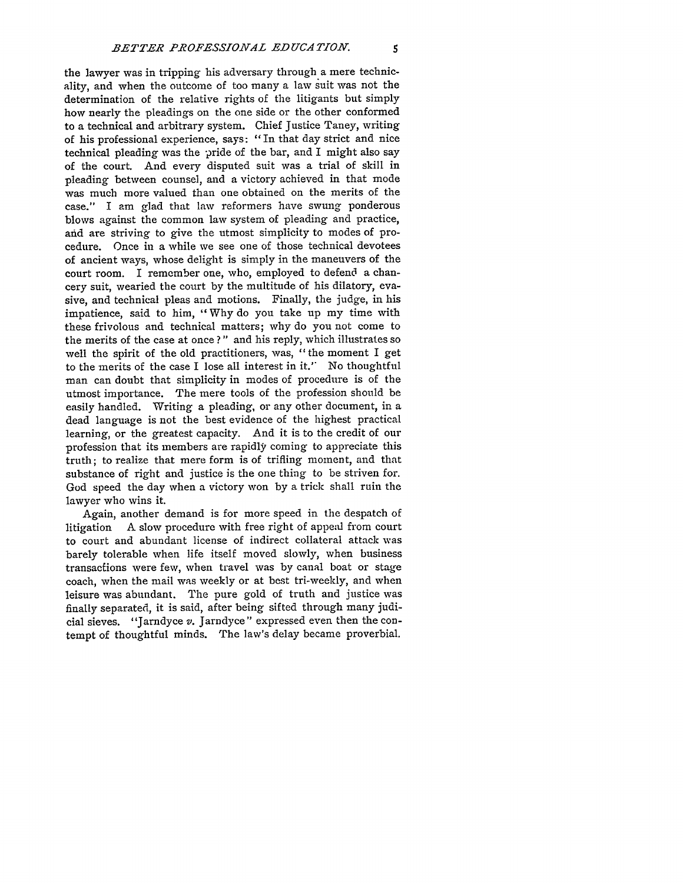the lawyer was in tripping his adversary through a mere technicality, and when the outcome of too many a law suit was not the determination of the relative rights of the litigants but simply how nearly the pleadings on the one side or the other conformed to a technical and arbitrary system. Chief Justice Taney, writing of his professional experience, says: "In that day strict and nice technical pleading was the pride of the bar, and I might also say of the court. And every disputed suit was a trial of skill in pleading between counsel, and a victory achieved in that mode was much more valued than one obtained on the merits of the case." I am glad that law reformers have swung ponderous blows against the common law system of pleading and practice, and are striving to give the utmost simplicity to modes of procedure. Once in a while we see one of those technical devotees of ancient ways, whose delight is simply in the maneuvers of the court room. I remember one, who, employed to defend a chancery suit, wearied the court by the multitude of his dilatory, evasive, and technical pleas and motions. Finally, the judge, in his impatience, said to him, "Why do you take up my time with these frivolous and technical matters; why do you not come to the merits of the case at once?" and his reply, which illustrates so well the spirit of the old practitioners, was, "the moment I get to the merits of the case I lose all interest in it." No thoughtful man can doubt that simplicity in modes of procedure is of the utmost importance. The mere tools of the profession should be easily handled. Writing a pleading, or any other document, in a dead language is not the best evidence of the highest practical learning, or the greatest capacity. And it is to the credit of our profession that its members are rapidly coming to appreciate this truth; to realize that mere form is of trifling moment, and that substance of right and justice is the one thing to be striven for. God speed the day when a victory won by a trick shall ruin the lawyer who wins it.

Again, another demand is for more speed in the despatch of litigation A slow procedure with free right of appeal from court to court and abundant license of indirect collateral attack was barely tolerable when life itself moved slowly, when business transactions were few, when travel was by canal boat or stage coach, when the mail was weekly or at best tri-weekly, and when leisure was abundant. The pure gold of truth and justice was finally separated, it is said, after being sifted through many judicial sieves. "Jarndyce *v.* Jarndyce" expressed even then the contempt of thoughtful minds. The law's delay became proverbial.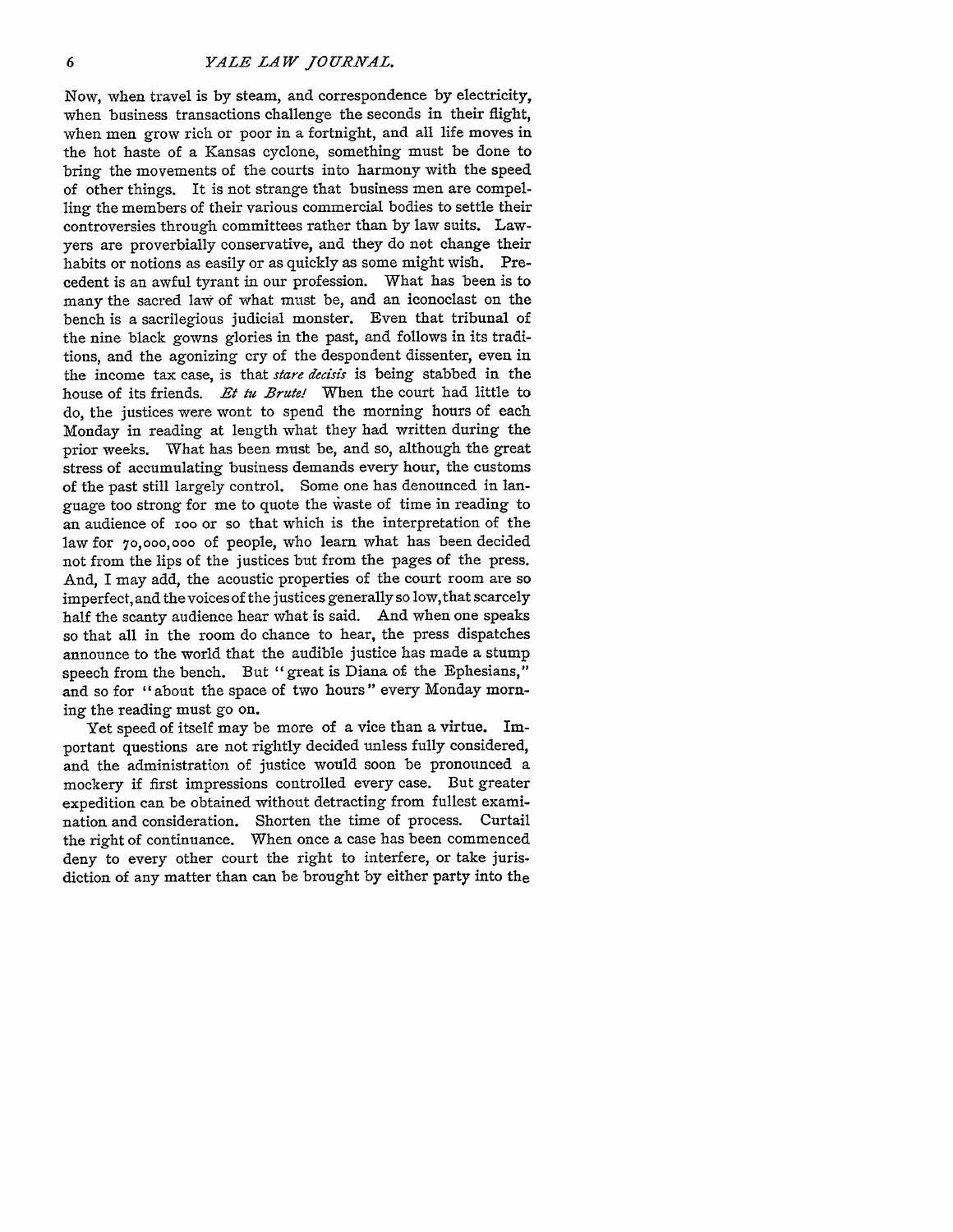Now, when travel is by steam, and correspondence by electricity, when business transactions challenge the seconds in their flight, when men grow rich or poor in a fortnight, and all life moves in the hot haste of a Kansas cyclone, something must be done to bring the movements of the courts into harmony with the speed of other things. It is not strange that business men are compelling the members of their various commercial bodies to settle their controversies through committees rather than by law suits. Lawyers are proverbially conservative, and they do not change their habits or notions as easily or as quickly as some might wish. Precedent is an awful tyrant in our profession. What has been is to many the sacred law of what must be, and an iconoclast on the bench is a sacrilegious judicial monster. Even that tribunal of the nine black gowns glories in the past, and follows in its traditions, and the agonizing cry of the despondent dissenter, even in the income tax case, is that *stare decisis* is being stabbed in the house of its friends. *Et tu Brute!* When the court had little to do, the justices were wont to spend the morning hours of each Monday in reading at length what they had written during the prior weeks. What has been must be, and so, although the great stress of accumulating business demands every hour, the customs of the past still largely control. Some one has denounced in language too strong for me to quote the waste of time in reading to an audience of 100 or so that which is the interpretation of the law for 70,000,000 of people, who learn what has been decided not from the lips of the justices but from the pages of the press. And, I may add, the acoustic properties of the court room are so imperfect, and the voices of the justices generally so low, that scarcely half the scanty audience hear what is said. And when one speaks so that all in the room do chance to hear, the press dispatches announce to the world that the audible justice has made a stump speech from the bench. But "great is Diana of the Ephesians," and so for "about the space of two hours" every Monday morning the reading must go on.

Yet speed of itself may be more of a vice than a virtue. Important questions are not rightly decided unless fully considered, and the administration of justice would soon be pronounced a mockery if first impressions controlled every case. But greater expedition can be obtained without detracting from fullest examination and consideration. Shorten the time of process. Curtail the right of continuance. When once a case has been commenced deny to every other court the right to interfere, or take jurisdiction of any matter than can be brought by either party into the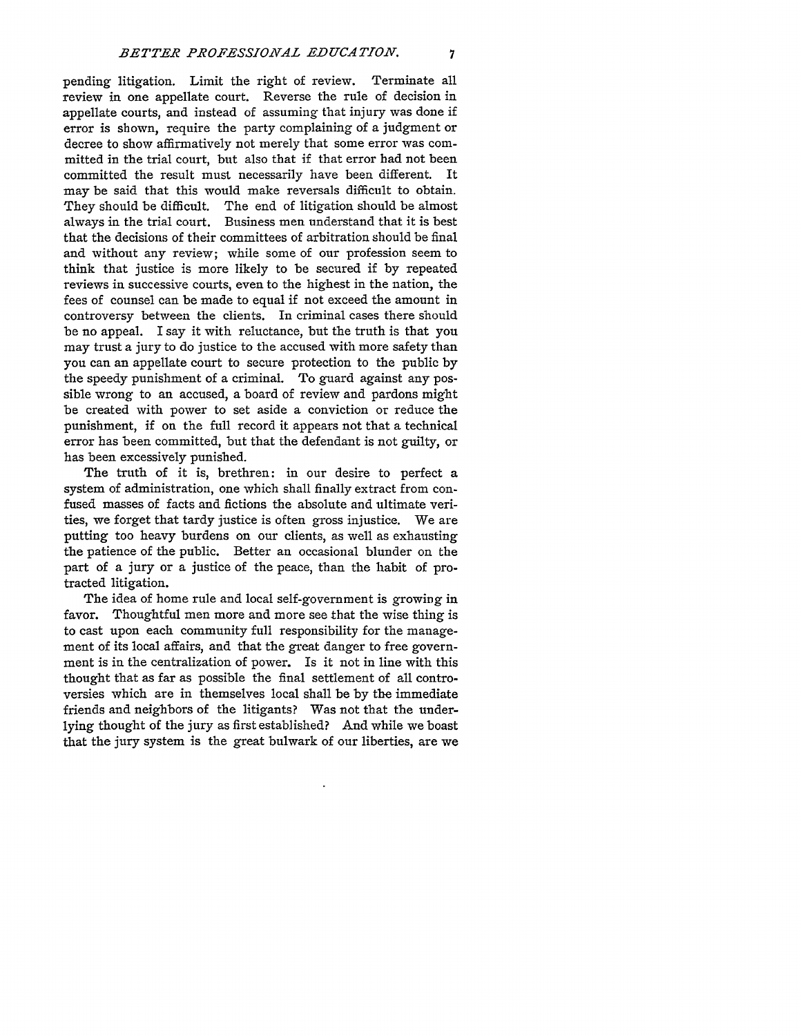pending litigation. Limit the right of review. Terminate all review in one appellate court. Reverse the rule of decision in appellate courts, and instead of assuming that injury was done if error is shown, require the party complaining of a judgment or decree to show affirmatively not merely that some error was committed in the trial court, but also that if that error had not been committed the result must necessarily have been different. It may be said that this would make reversals difficult to obtain. They should be difficult. The end of litigation should be almost always in the trial court. Business men understand that it is best that the decisions of their committees of arbitration should be final and without any review; while some of our profession seem to think that justice is more likely to be secured if by repeated reviews in successive courts, even to the highest in the nation, the fees of counsel can be made to equal if not exceed the amount in controversy between the clients. In criminal cases there should be no appeal. I say it with reluctance, but the truth is that you may trust a jury to do justice to the accused with more safety than you can an appellate court to secure protection to the public by the speedy punishment of a criminal. To guard against any possible wrong to an accused, a board of review and pardons might be created with power to set aside a conviction or reduce the punishment, if on the full record it appears not that a technical error has been committed, but that the defendant is not guilty, or has been excessively punished.

The truth of it is, brethren: in our desire to perfect a system of administration, one which shall finally extract from confused masses of facts and fictions the absolute and ultimate verities, we forget that tardy justice is often gross injustice. We are putting too heavy burdens on our clients, as well as exhausting the patience of the public. Better an occasional blunder on the part of a jury or a justice of the peace, than the habit of protracted litigation.

The idea of home rule and local self-government is growing in favor. Thoughtful men more and more see that the wise thing is to cast upon each community full responsibility for the management of its local affairs, and that the great danger to free government is in the centralization of power. Is it not in line with this thought that as far as possible the final settlement of all controversies which are in themselves local shall be by the immediate friends and neighbors of the litigants? Was not that the underlying thought of the jury as first established? And while we boast that the jury system is the great bulwark of our liberties, are we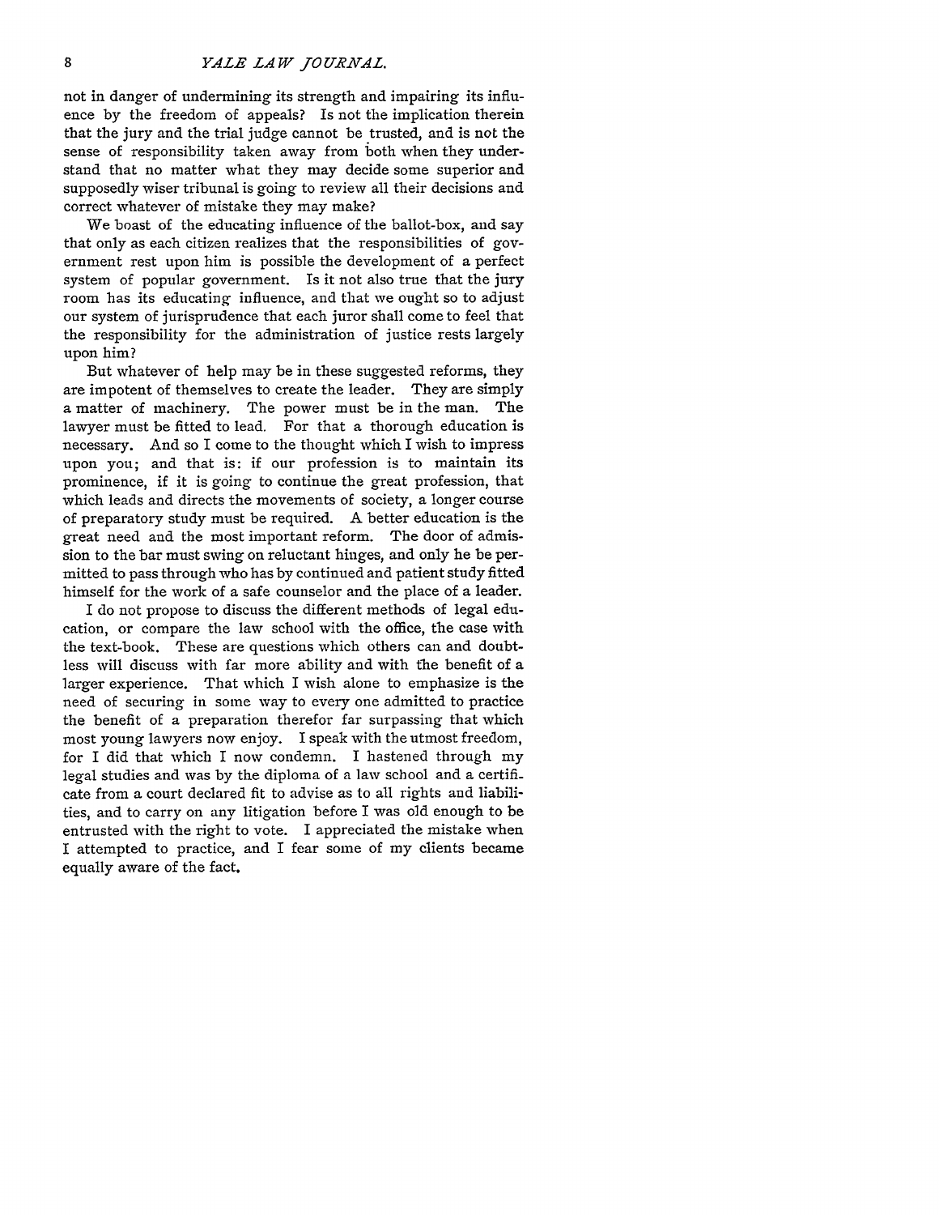not in danger of undermining its strength and impairing its influence by the freedom of appeals? Is not the implication therein that the jury and the trial judge cannot be trusted, and is not the sense of responsibility taken away from both when they understand that no matter what they may decide some superior and supposedly wiser tribunal is going to review all their decisions and correct whatever of mistake they may make?

We boast of the educating influence of the ballot-box, and say that only as each citizen realizes that the responsibilities of government rest upon him is possible the development of a perfect system of popular government. Is it not also true that the jury room has its educating influence, and that we ought so to adjust our system of jurisprudence that each juror shall come to feel that the responsibility for the administration of justice rests largely upon him?

But whatever of help may be in these suggested reforms, they are impotent of themselves to create the leader. They are simply a matter of machinery. The power must be in the man. The lawyer must be fitted to lead. For that a thorough education is necessary. And so I come to the thought which I wish to impress upon you; and that is: if our profession is to maintain its prominence, if it is going to continue the great profession, that which leads and directs the movements of society, a longer course of preparatory study must be required. A better education is the great need and the most important reform. The door of admission to the bar must swing on reluctant hinges, and only he be permitted to pass through who has by continued and patient study fitted himself for the work of a safe counselor and the place of a leader.

I do not propose to discuss the different methods of legal education, or compare the law school with the office, the case with the text-book. These are questions which others can and doubtless will discuss with far more ability and with the benefit of a larger experience. That which I wish alone to emphasize is the need of securing in some way to every one admitted to practice the benefit of a preparation therefor far surpassing that which most young lawyers now enjoy. I speak with the utmost freedom, for I did that which I now condemn. I hastened through my legal studies and was by the diploma of a law school and a certificate from a court declared fit to advise as to all rights and liabilities, and to carry on any litigation before I was old enough to be entrusted with the right to vote. I appreciated the mistake when I attempted to practice, and I fear some of my clients became equally aware of the fact.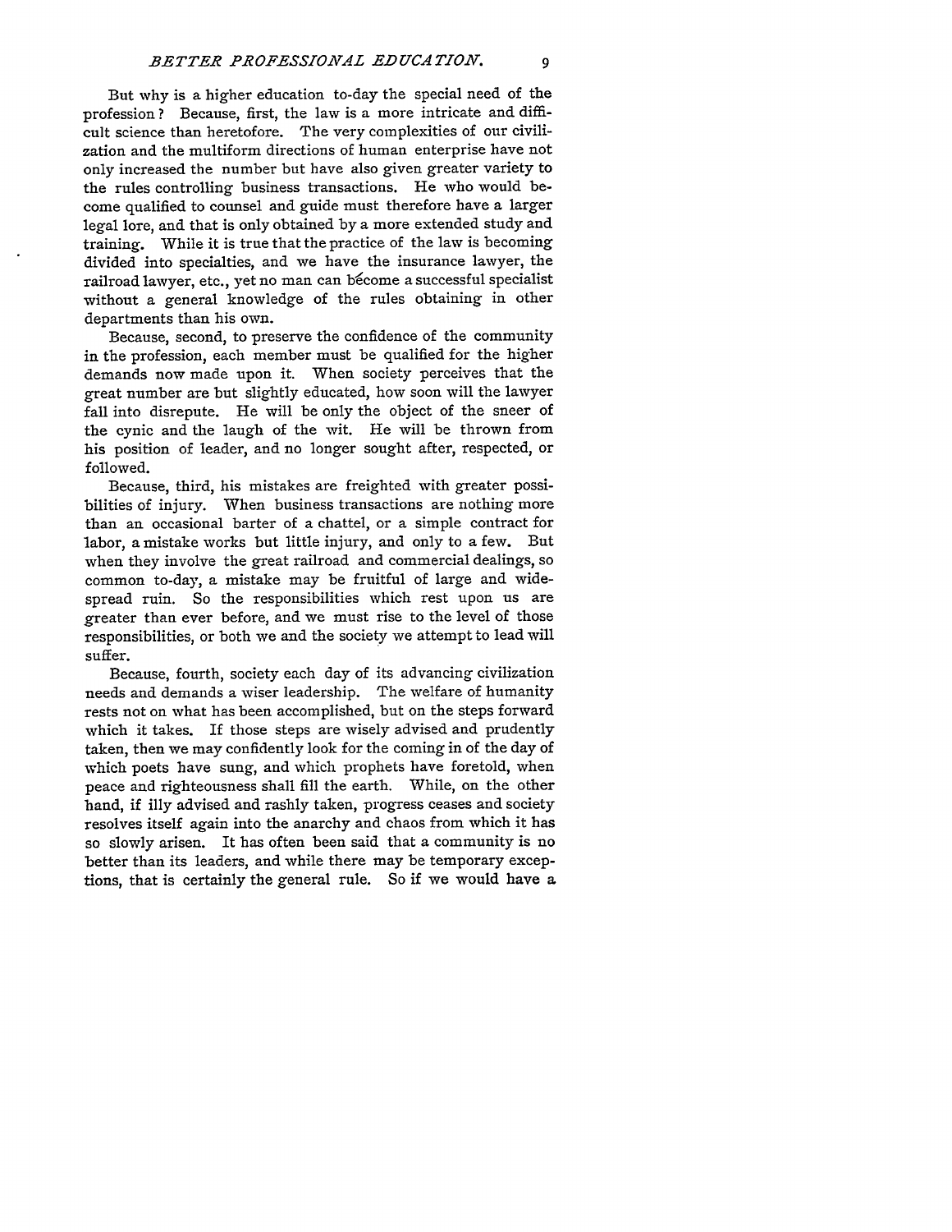But why is a higher education to-day the special need of the profession? Because, first, the law is a more intricate and difficult science than heretofore. The very complexities of our civilization and the multiform directions of human enterprise have not only increased the number but have also given greater variety to the rules controlling business transactions. He who would become qualified to counsel and guide must therefore have a larger legal lore, and that is only obtained by a more extended study and training. While it is true that the practice of the law is becoming divided into specialties, and we have the insurance lawyer, the railroad lawyer, etc., yet no man can become a successful specialist without a general knowledge of the rules obtaining in other departments than his own.

Because, second, to preserve the confidence of the community in the profession, each member must be qualified for the higher demands now made upon it. When society perceives that the great number are but slightly educated, how soon will the lawyer fall into disrepute. He will be only the object of the sneer of the cynic and the laugh of the wit. He will be thrown from his position of leader, and no longer sought after, respected, or followed.

Because, third, his mistakes are freighted with greater possibilities of injury. When business transactions are nothing more than an occasional barter of a chattel, or a simple contract for labor, a mistake works but little injury, and only to a few. But when they involve the great railroad and commercial dealings, so common to-day, a mistake may be fruitful of large and widespread ruin. So the responsibilities which rest upon us are greater than ever before, and we must rise to the level of those responsibilities, or both we and the society we attempt to lead will suffer.

Because, fourth, society each day of its advancing civilization needs and demands a wiser leadership. The welfare of humanity rests not on what has been accomplished, but on the steps forward which it takes. If those steps are wisely advised and prudently taken, then we may confidently look for the coming in of the day of which poets have sung, and which prophets have foretold, when peace and righteousness shall fill the earth. While, on the other hand, if illy advised and rashly taken, progress ceases and society resolves itself again into the anarchy and chaos from which it has so slowly arisen. It has often been said that a community is no better than its leaders, and while there may be temporary exceptions, that is certainly the general rule. So if we would have a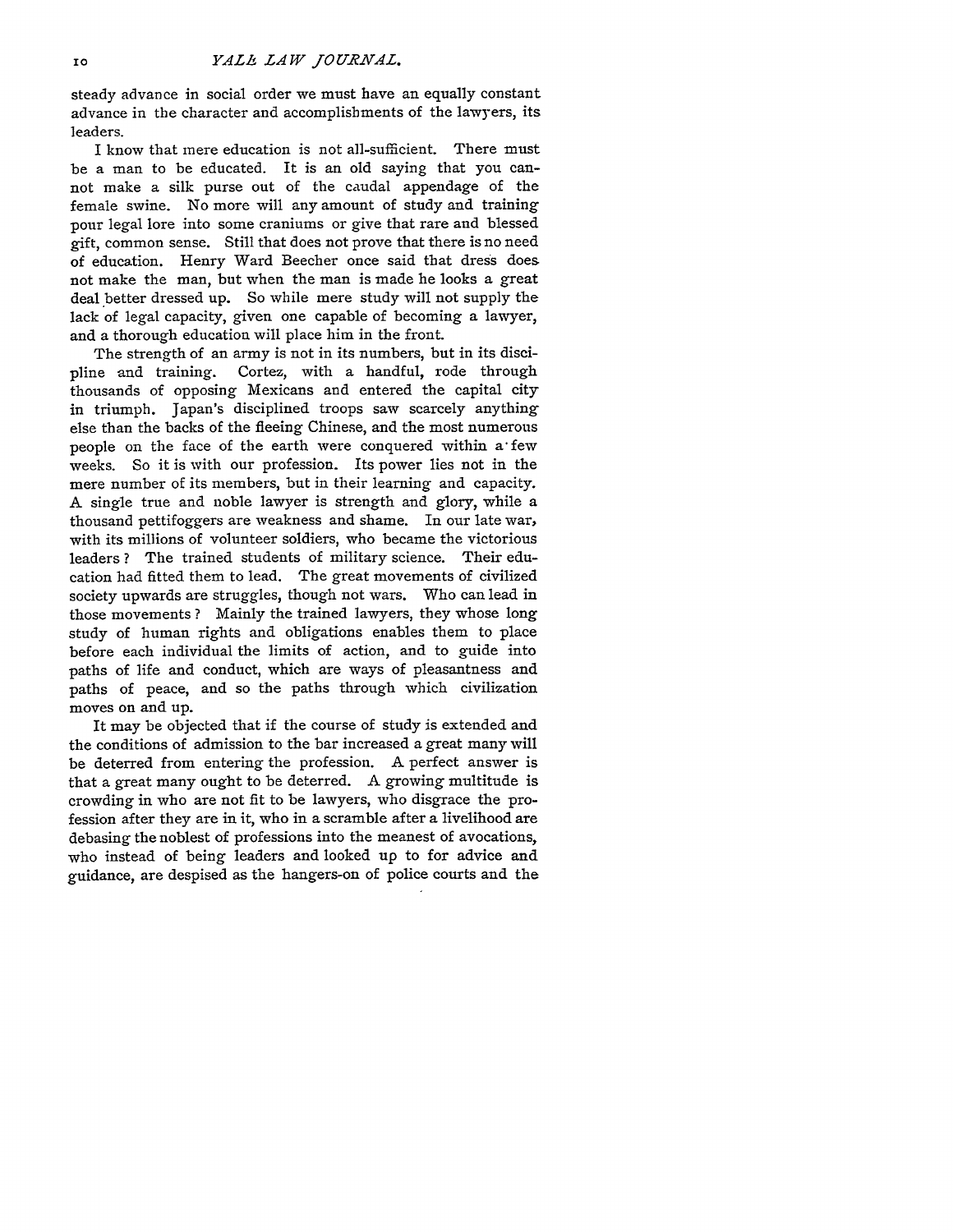steady advance in social order we must have an equally constant advance in the character and accomplishments of the lawyers, its leaders.

I know that mere education is not all-sufficient. There must be a man to be educated. It is an old saying that you cannot make a silk purse out of the caudal appendage of the female swine. No more will any amount of study and training pour legal lore into some craniums or give that rare and blessed gift, common sense. Still that does not prove that there is no need of education. Henry Ward Beecher once said that dress does not make the man, but when the man is made he looks a great deal better dressed up. So while mere study will not supply the lack of legal capacity, given one capable of becoming a lawyer, and a thorough education will place him in the front.

The strength of an army is not in its numbers, but in its discipline and training. Cortez, with a handful, rode through thousands of opposing Mexicans and entered the capital city in triumph. Japan's disciplined troops saw scarcely anything else than the backs of the fleeing Chinese, and the most numerous people on the face of the earth were conquered within a few weeks. So it is with our profession. Its power lies not in the mere number of its members, but in their learning and capacity. A single true and noble lawyer is strength and glory, while a thousand pettifoggers are weakness and shame. In our late war, with its millions of volunteer soldiers, who became the victorious leaders? The trained students of military science. Their education had fitted them to lead. The great movements of civilized society upwards are struggles, though not wars. Who can lead in those movements? Mainly the trained lawyers, they whose long study of human rights and obligations enables them to place before each individual the limits of action, and to guide into paths of life and conduct, which are ways of pleasantness and paths of peace, and so the paths through which civilization moves on and up.

It may be objected that if the course of study is extended and the conditions of admission to the bar increased a great many will be deterred from entering the profession. A perfect answer is that a great many ought to be deterred. A growing multitude is crowding in who are not fit to be lawyers, who disgrace the profession after they are in it, who in a scramble after a livelihood are debasing the noblest of professions into the meanest of avocations, who instead of being leaders and looked up to for advice and guidance, are despised as the hangers-on of police courts and the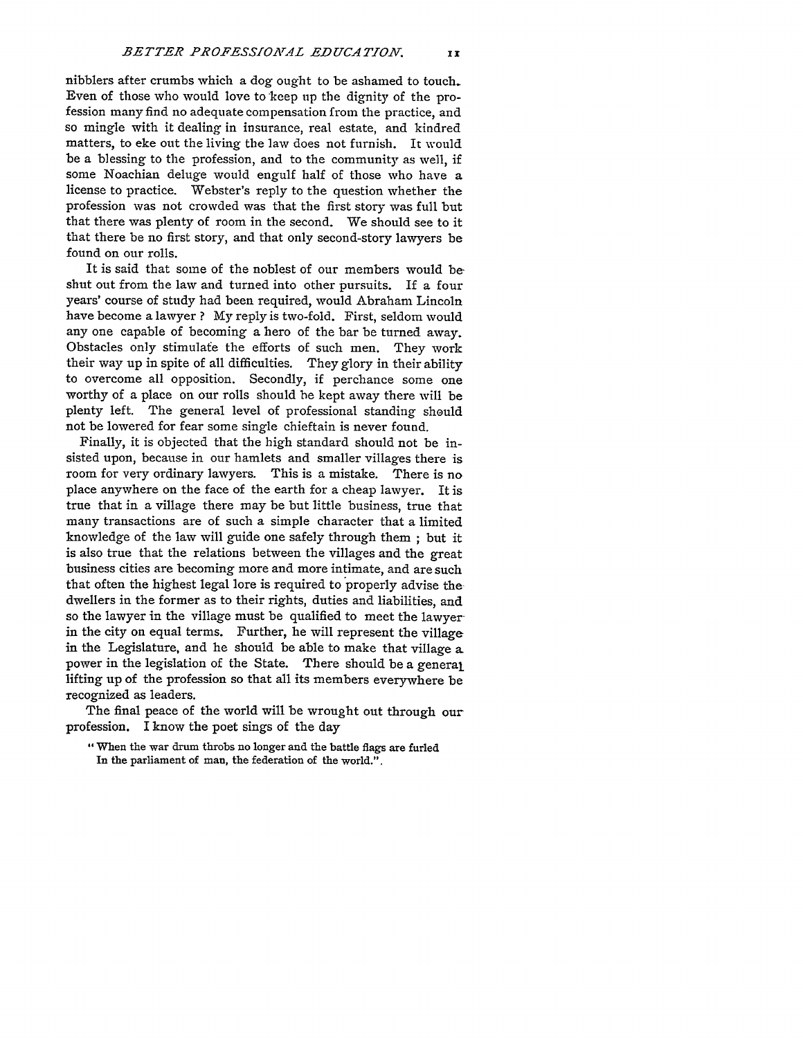nibblers after crumbs which a dog ought to be ashamed to touch. Even of those who would love to keep up the dignity of the profession many find no adequate compensation from the practice, and so mingle with it dealing in insurance, real estate, and kindred matters, to eke out the living the law does not furnish. It would be a blessing to the profession, and to the community as well, if some Noachian deluge would engulf half of those who have a license to practice. Webster's reply to the question whether the profession was not crowded was that the first story was full but that there was plenty of room in the second. We should see to it that there be no first story, and that only second-story lawyers be found on our rolls.

It is said that some of the noblest of our members would be shut out from the law and turned into other pursuits. If a four years' course of study had been required, would Abraham Lincoln have become a lawyer ? My reply is two-fold. First, seldom would any one capable of becoming a hero of the bar be turned away. Obstacles only stimulate the efforts of such men. They work their way up in spite of all difficulties. They glory in their ability to overcome all opposition. Secondly, if perchance some one worthy of a place on our rolls should be kept away there will be plenty left. The general level of professional standing should not be lowered for fear some single chieftain is never found.

Finally, it is objected that the high standard should not be insisted upon, because in our hamlets and smaller villages there is room for very ordinary lawyers. This is a mistake. There is no place anywhere on the face of the earth for a cheap lawyer. It is true that in a village there may be but little business, true that many transactions are of such a simple character that a limited knowledge of the law will guide one safely through them ; but it is also true that the relations between the villages and the great business cities are becoming more and more intimate, and are such that often the highest legal lore is required to properly advise the dwellers in the former as to their rights, duties and liabilities, and so the lawyer in the village must be qualified to meet the lawyer in the city on equal terms. Further, he will represent the village in the Legislature, and he should be able to make that village a power in the legislation of the State. There should be a general lifting up of the profession so that all its members everywhere be recognized as leaders.

The final peace of the world will be wrought out through our profession. I know the poet sings of the day

> "When the war drum throbs no longer and the battle flags are furled
> In the parliament of man, the federation of the world.".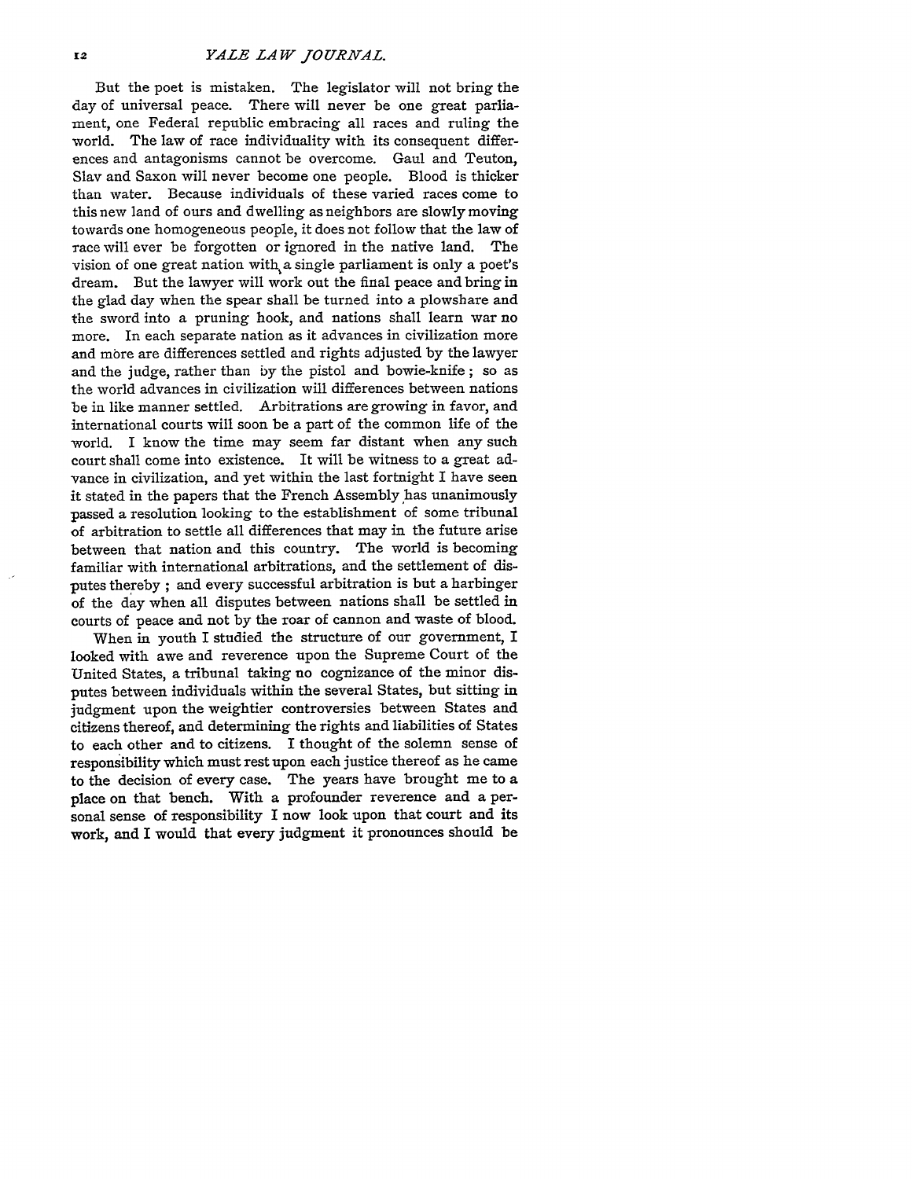But the poet is mistaken. The legislator will not bring the day of universal peace. There will never be one great parliament, one Federal republic embracing all races and ruling the world. The law of race individuality with its consequent differences and antagonisms cannot be overcome. Gaul and Teuton, Slav and Saxon will never become one people. Blood is thicker than water. Because individuals of these varied races come to this new land of ours and dwelling as neighbors are slowly moving towards one homogeneous people, it does not follow that the law of race will ever be forgotten or ignored in the native land. The vision of one great nation with a single parliament is only a poet's dream. But the lawyer will work out the final peace and bring in the glad day when the spear shall be turned into a plowshare and the sword into a pruning hook, and nations shall learn war no more. In each separate nation as it advances in civilization more and more are differences settled and rights adjusted by the lawyer and the judge, rather than by the pistol and bowie-knife; so as the world advances in civilization will differences between nations be in like manner settled. Arbitrations are growing in favor, and international courts will soon be a part of the common life of the world. I know the time may seem far distant when any such court shall come into existence. It will be witness to a great advance in civilization, and yet within the last fortnight I have seen it stated in the papers that the French Assembly has unanimously passed a resolution looking to the establishment of some tribunal of arbitration to settle all differences that may in the future arise between that nation and this country. The world is becoming familiar with international arbitrations, and the settlement of disputes thereby; and every successful arbitration is but a harbinger of the day when all disputes between nations shall be settled in courts of peace and not by the roar of cannon and waste of blood.

When in youth I studied the structure of our government, I looked with awe and reverence upon the Supreme Court of the United States, a tribunal taking no cognizance of the minor disputes between individuals within the several States, but sitting in judgment upon the weightier controversies between States and citizens thereof, and determining the rights and liabilities of States to each other and to citizens. I thought of the solemn sense of responsibility which must rest upon each justice thereof as he came to the decision of every case. The years have brought me to a place on that bench. With a profounder reverence and a personal sense of responsibility I now look upon that court and its work, and I would that every judgment it pronounces should be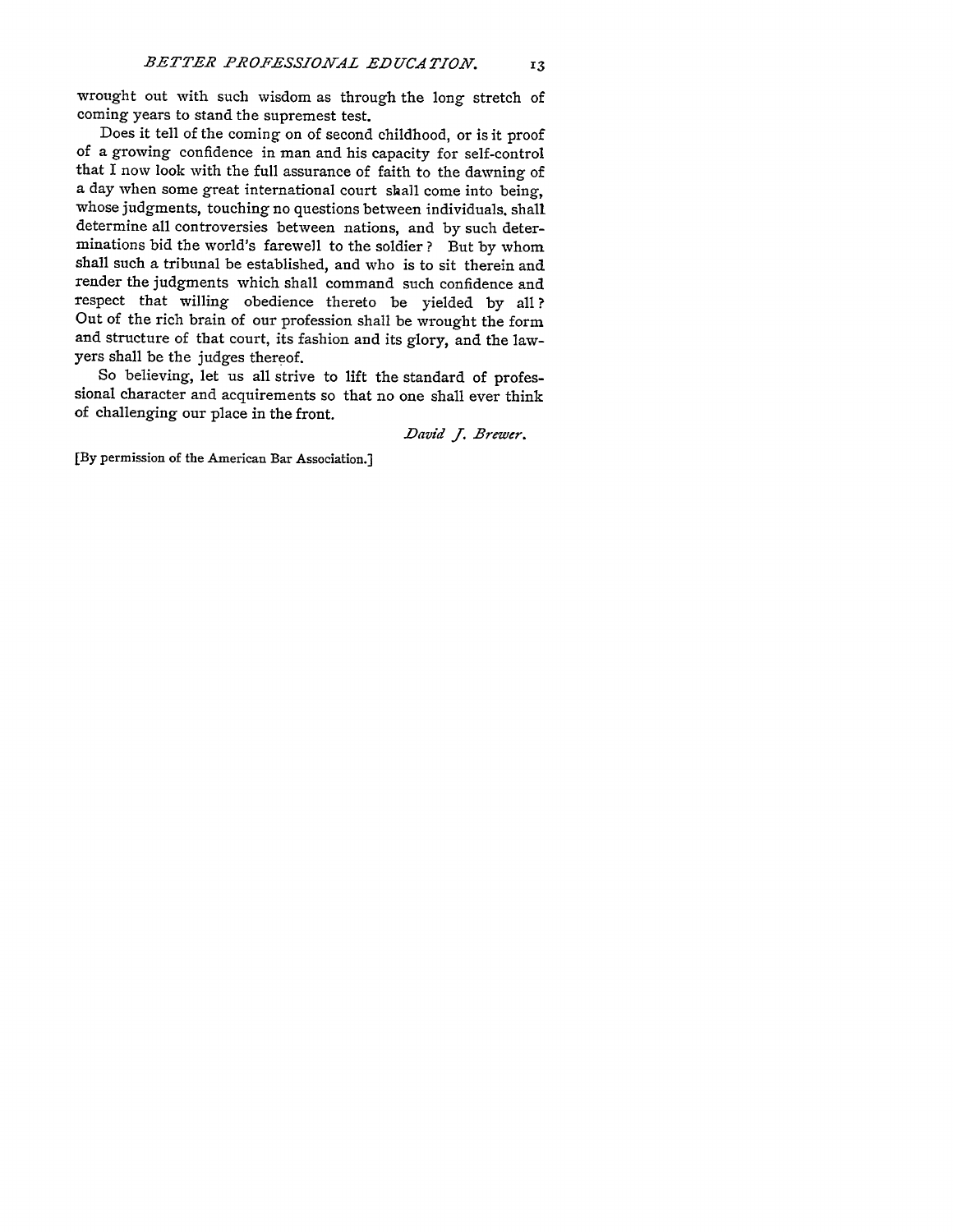wrought out with such wisdom as through the long stretch of coming years to stand the supremest test.

Does it tell of the coming on of second childhood, or is it proof of a growing confidence in man and his capacity for self-control that I now look with the full assurance of faith to the dawning of a day when some great international court shall come into being, whose judgments, touching no questions between individuals, shall determine all controversies between nations, and by such determinations bid the world's farewell to the soldier? But by whom shall such a tribunal be established, and who is to sit therein and render the judgments which shall command such confidence and respect that willing obedience thereto be yielded by all? Out of the rich brain of our profession shall be wrought the form and structure of that court, its fashion and its glory, and the lawyers shall be the judges thereof.

So believing, let us all strive to lift the standard of professional character and acquirements so that no one shall ever think of challenging our place in the front.

*David J. Brewer.*

[By permission of the American Bar Association.]